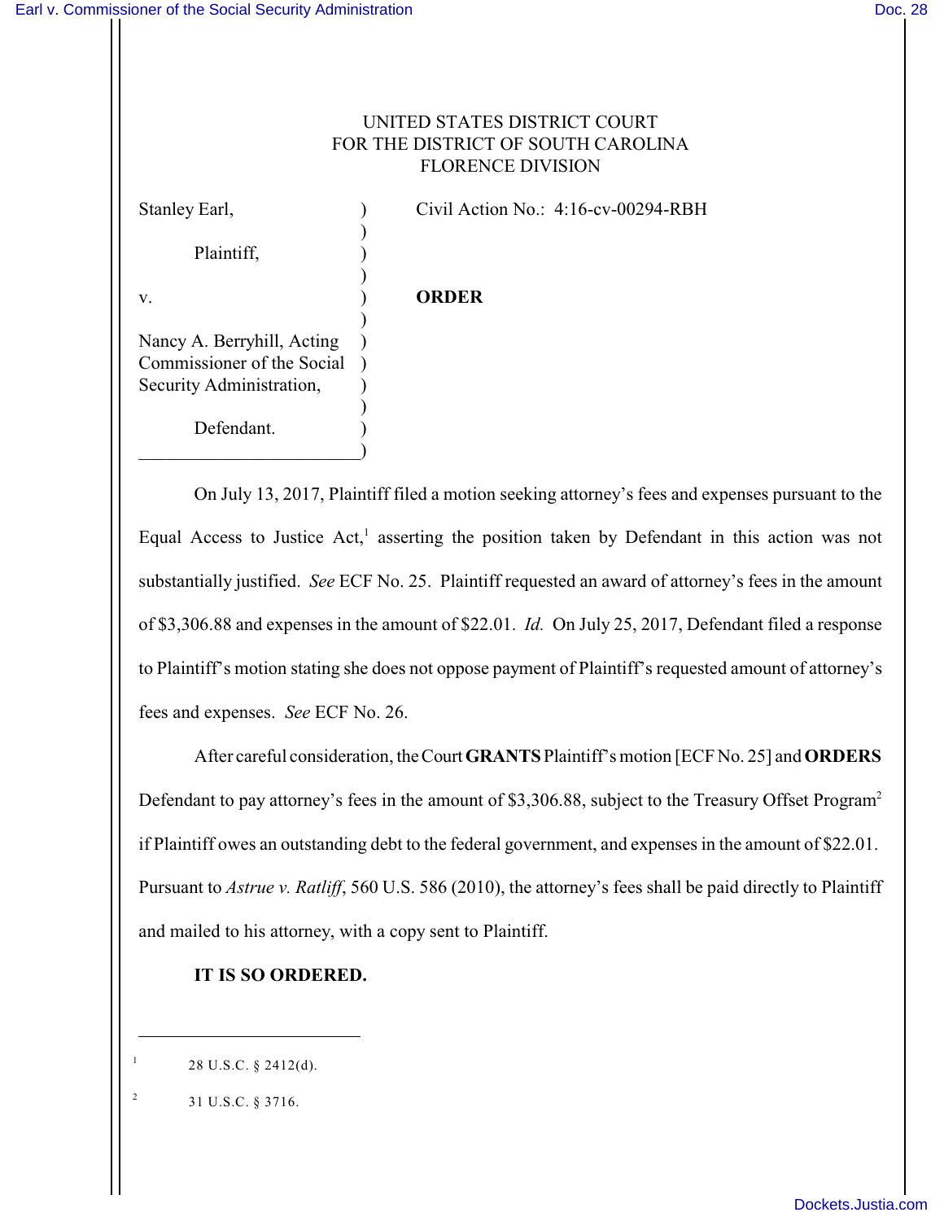UNITED STATES DISTRICT COURT
FOR THE DISTRICT OF SOUTH CAROLINA
FLORENCE DIVISION

| | | |
|---|---|---|
| Stanley Earl, | ) | Civil Action No.: 4:16-cv-00294-RBH |
| | ) | |
| Plaintiff, | ) | |
| | ) | |
| v. | ) | **ORDER** |
| | ) | |
| Nancy A. Berryhill, Acting Commissioner of the Social Security Administration, | ) | |
| | ) | |
| Defendant. | ) | |

On July 13, 2017, Plaintiff filed a motion seeking attorney's fees and expenses pursuant to the Equal Access to Justice Act,[1] asserting the position taken by Defendant in this action was not substantially justified. *See* ECF No. 25. Plaintiff requested an award of attorney's fees in the amount of $3,306.88 and expenses in the amount of $22.01. *Id.* On July 25, 2017, Defendant filed a response to Plaintiff's motion stating she does not oppose payment of Plaintiff's requested amount of attorney's fees and expenses. *See* ECF No. 26.

After careful consideration, the Court **GRANTS** Plaintiff's motion [ECF No. 25] and **ORDERS** Defendant to pay attorney's fees in the amount of $3,306.88, subject to the Treasury Offset Program[2] if Plaintiff owes an outstanding debt to the federal government, and expenses in the amount of $22.01. Pursuant to *Astrue v. Ratliff*, 560 U.S. 586 (2010), the attorney's fees shall be paid directly to Plaintiff and mailed to his attorney, with a copy sent to Plaintiff.

**IT IS SO ORDERED.**

---

[1] 28 U.S.C. § 2412(d).

[2] 31 U.S.C. § 3716.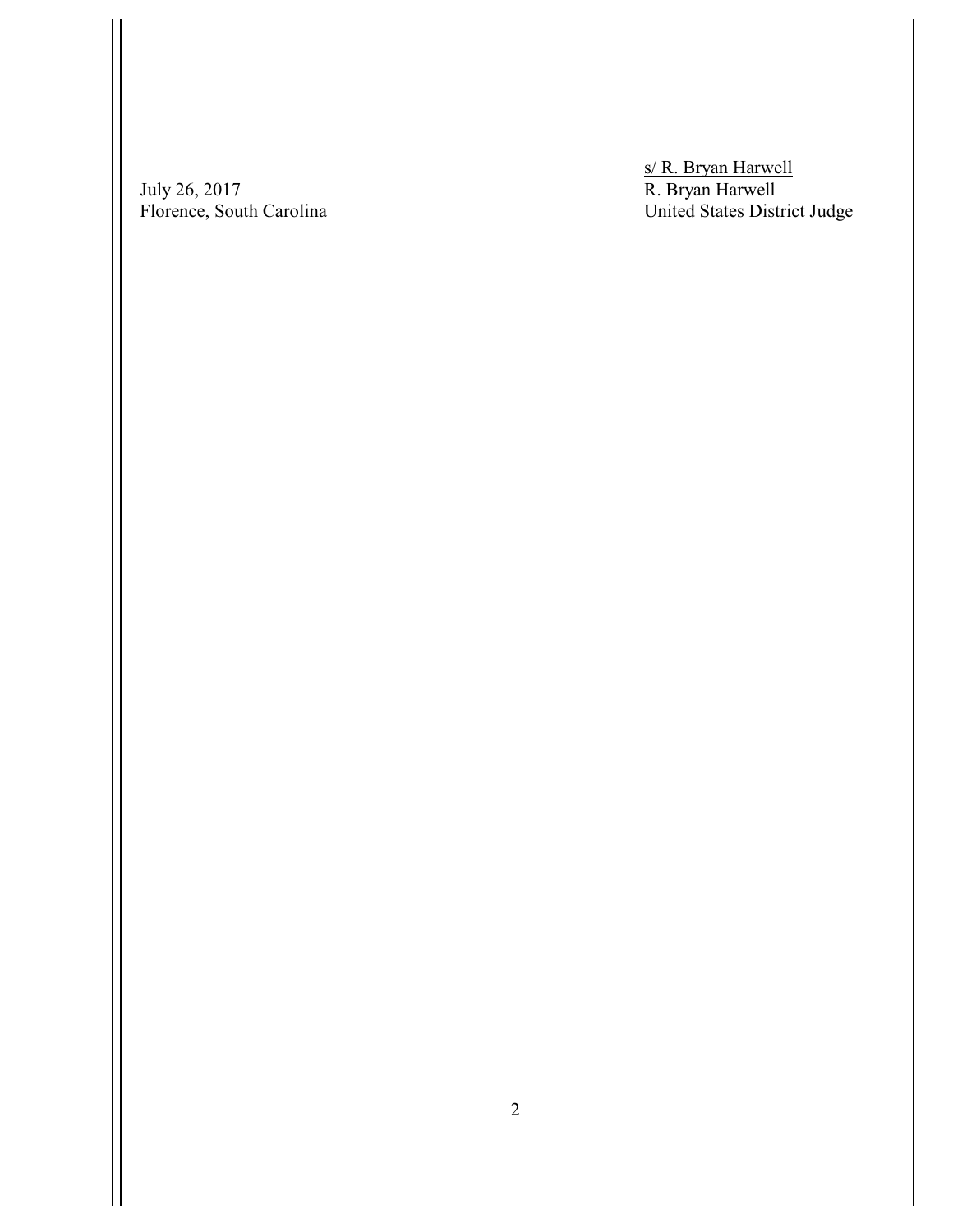s/ R. Bryan Harwell
R. Bryan Harwell
United States District Judge

July 26, 2017
Florence, South Carolina